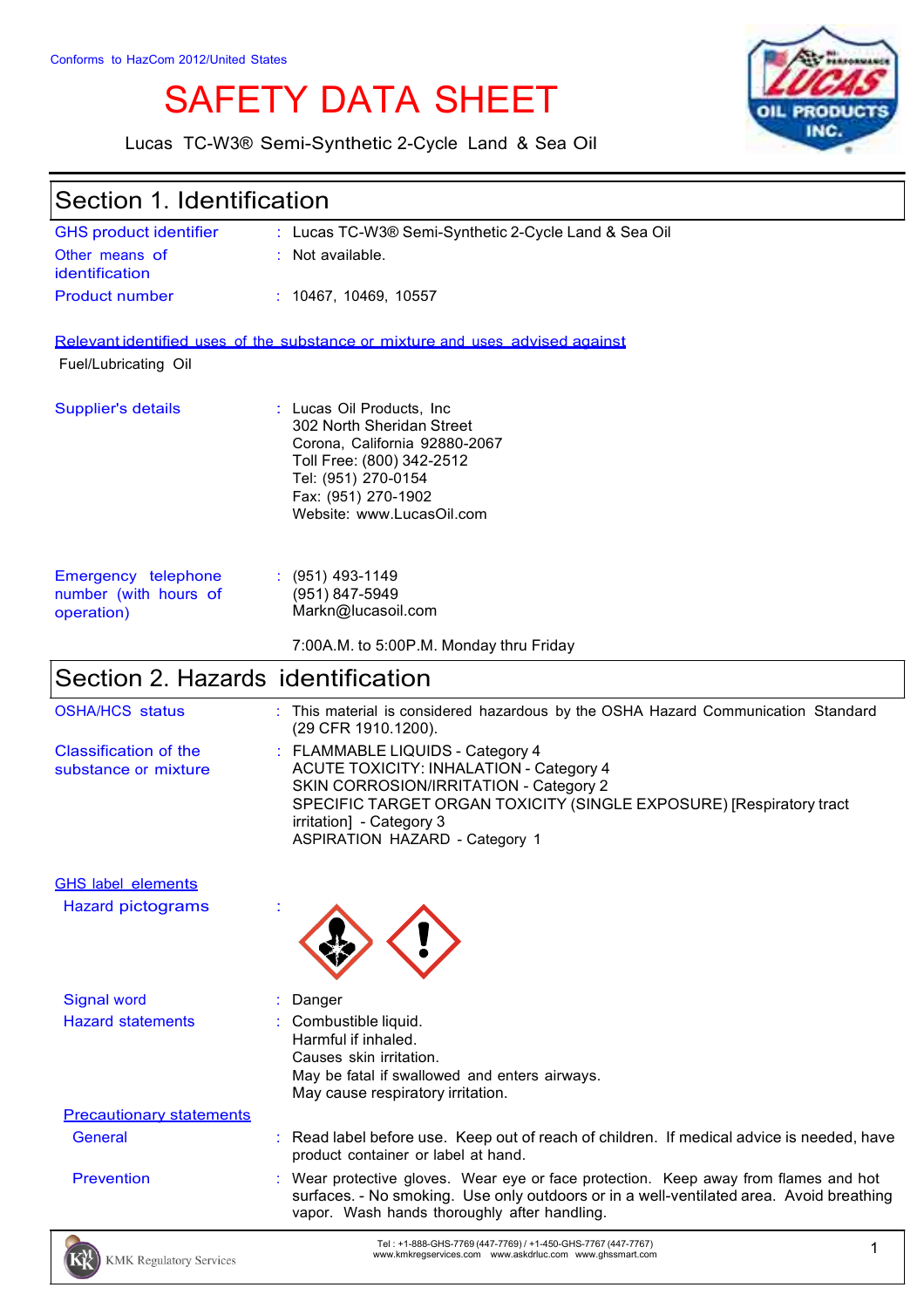Conforms to HazCom 2012/United States

# SAFETY DATA SHEET

Lucas TC-W3® Semi-Synthetic 2-Cycle Land & Sea Oil

## Section 1. Identification

| | | |
|---|---|---|
| GHS product identifier | : | Lucas TC-W3® Semi-Synthetic 2-Cycle Land & Sea Oil |
| Other means of identification | : | Not available. |
| Product number | : | 10467, 10469, 10557 |

**Relevant identified uses of the substance or mixture and uses advised against**

Fuel/Lubricating Oil

| | | |
|---|---|---|
| Supplier's details | : | Lucas Oil Products, Inc<br>302 North Sheridan Street<br>Corona, California 92880-2067<br>Toll Free: (800) 342-2512<br>Tel: (951) 270-0154<br>Fax: (951) 270-1902<br>Website: www.LucasOil.com |
| Emergency telephone number (with hours of operation) | : | (951) 493-1149<br>(951) 847-5949<br>Markn@lucasoil.com<br><br>7:00A.M. to 5:00P.M. Monday thru Friday |

## Section 2. Hazards identification

| | | |
|---|---|---|
| OSHA/HCS status | : | This material is considered hazardous by the OSHA Hazard Communication Standard (29 CFR 1910.1200). |
| Classification of the substance or mixture | : | FLAMMABLE LIQUIDS - Category 4<br>ACUTE TOXICITY: INHALATION - Category 4<br>SKIN CORROSION/IRRITATION - Category 2<br>SPECIFIC TARGET ORGAN TOXICITY (SINGLE EXPOSURE) [Respiratory tract irritation] - Category 3<br>ASPIRATION HAZARD - Category 1 |

**GHS label elements**

| | | |
|---|---|---|
| Hazard pictograms | : | |
| Signal word | : | Danger |
| Hazard statements | : | Combustible liquid.<br>Harmful if inhaled.<br>Causes skin irritation.<br>May be fatal if swallowed and enters airways.<br>May cause respiratory irritation. |

**Precautionary statements**

| | | |
|---|---|---|
| General | : | Read label before use. Keep out of reach of children. If medical advice is needed, have product container or label at hand. |
| Prevention | : | Wear protective gloves. Wear eye or face protection. Keep away from flames and hot surfaces. - No smoking. Use only outdoors or in a well-ventilated area. Avoid breathing vapor. Wash hands thoroughly after handling. |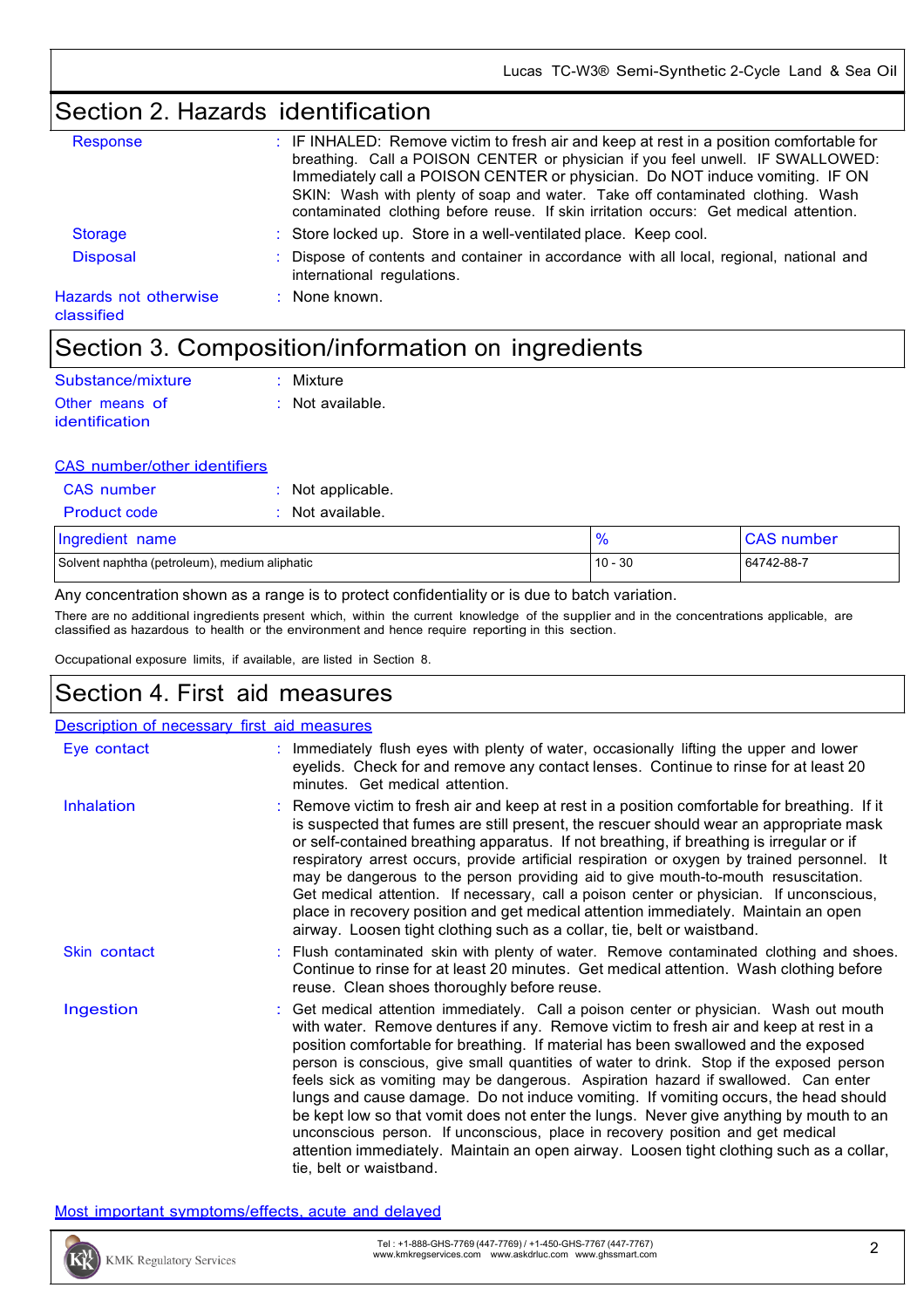## Section 2. Hazards identification

**Response** : IF INHALED: Remove victim to fresh air and keep at rest in a position comfortable for breathing. Call a POISON CENTER or physician if you feel unwell. IF SWALLOWED: Immediately call a POISON CENTER or physician. Do NOT induce vomiting. IF ON SKIN: Wash with plenty of soap and water. Take off contaminated clothing. Wash contaminated clothing before reuse. If skin irritation occurs: Get medical attention.

**Storage** : Store locked up. Store in a well-ventilated place. Keep cool.

**Disposal** : Dispose of contents and container in accordance with all local, regional, national and international regulations.

**Hazards not otherwise classified** : None known.

## Section 3. Composition/information on ingredients

**Substance/mixture** : Mixture

**Other means of identification** : Not available.

**CAS number/other identifiers**

**CAS number** : Not applicable.

**Product code** : Not available.

| Ingredient name | % | CAS number |
|---|---|---|
| Solvent naphtha (petroleum), medium aliphatic | 10 - 30 | 64742-88-7 |

Any concentration shown as a range is to protect confidentiality or is due to batch variation.

There are no additional ingredients present which, within the current knowledge of the supplier and in the concentrations applicable, are classified as hazardous to health or the environment and hence require reporting in this section.

Occupational exposure limits, if available, are listed in Section 8.

## Section 4. First aid measures

**Description of necessary first aid measures**

**Eye contact** : Immediately flush eyes with plenty of water, occasionally lifting the upper and lower eyelids. Check for and remove any contact lenses. Continue to rinse for at least 20 minutes. Get medical attention.

**Inhalation** : Remove victim to fresh air and keep at rest in a position comfortable for breathing. If it is suspected that fumes are still present, the rescuer should wear an appropriate mask or self-contained breathing apparatus. If not breathing, if breathing is irregular or if respiratory arrest occurs, provide artificial respiration or oxygen by trained personnel. It may be dangerous to the person providing aid to give mouth-to-mouth resuscitation. Get medical attention. If necessary, call a poison center or physician. If unconscious, place in recovery position and get medical attention immediately. Maintain an open airway. Loosen tight clothing such as a collar, tie, belt or waistband.

**Skin contact** : Flush contaminated skin with plenty of water. Remove contaminated clothing and shoes. Continue to rinse for at least 20 minutes. Get medical attention. Wash clothing before reuse. Clean shoes thoroughly before reuse.

**Ingestion** : Get medical attention immediately. Call a poison center or physician. Wash out mouth with water. Remove dentures if any. Remove victim to fresh air and keep at rest in a position comfortable for breathing. If material has been swallowed and the exposed person is conscious, give small quantities of water to drink. Stop if the exposed person feels sick as vomiting may be dangerous. Aspiration hazard if swallowed. Can enter lungs and cause damage. Do not induce vomiting. If vomiting occurs, the head should be kept low so that vomit does not enter the lungs. Never give anything by mouth to an unconscious person. If unconscious, place in recovery position and get medical attention immediately. Maintain an open airway. Loosen tight clothing such as a collar, tie, belt or waistband.

**Most important symptoms/effects, acute and delayed**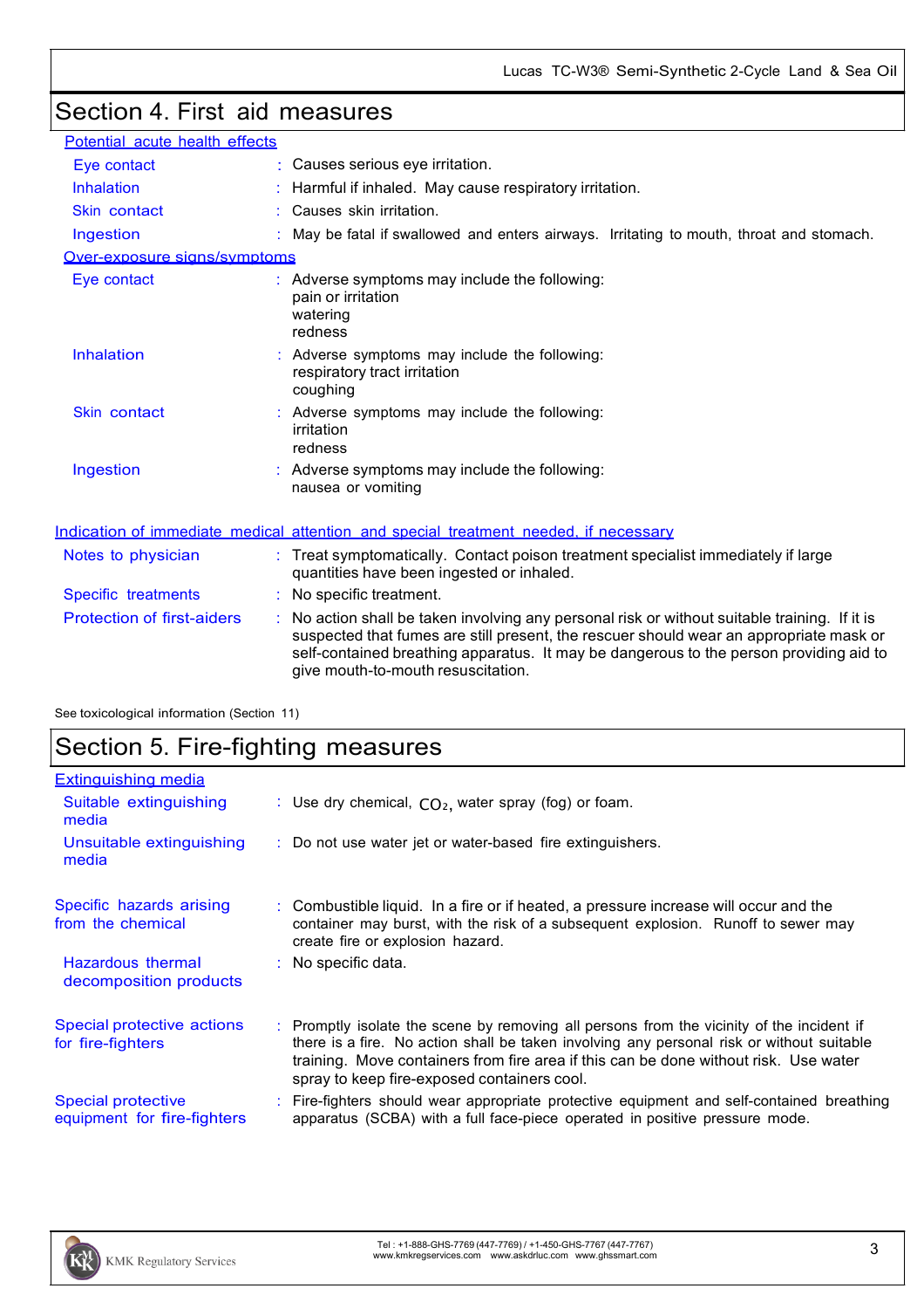## Section 4. First aid measures

**Potential acute health effects**

| | |
|---|---|
| Eye contact | : Causes serious eye irritation. |
| Inhalation | : Harmful if inhaled. May cause respiratory irritation. |
| Skin contact | : Causes skin irritation. |
| Ingestion | : May be fatal if swallowed and enters airways. Irritating to mouth, throat and stomach. |

**Over-exposure signs/symptoms**

| | |
|---|---|
| Eye contact | : Adverse symptoms may include the following:<br>pain or irritation<br>watering<br>redness |
| Inhalation | : Adverse symptoms may include the following:<br>respiratory tract irritation<br>coughing |
| Skin contact | : Adverse symptoms may include the following:<br>irritation<br>redness |
| Ingestion | : Adverse symptoms may include the following:<br>nausea or vomiting |

**Indication of immediate medical attention and special treatment needed, if necessary**

| | |
|---|---|
| Notes to physician | : Treat symptomatically. Contact poison treatment specialist immediately if large quantities have been ingested or inhaled. |
| Specific treatments | : No specific treatment. |
| Protection of first-aiders | : No action shall be taken involving any personal risk or without suitable training. If it is suspected that fumes are still present, the rescuer should wear an appropriate mask or self-contained breathing apparatus. It may be dangerous to the person providing aid to give mouth-to-mouth resuscitation. |

See toxicological information (Section 11)

## Section 5. Fire-fighting measures

**Extinguishing media**

| | |
|---|---|
| Suitable extinguishing media | : Use dry chemical, $CO_2$, water spray (fog) or foam. |
| Unsuitable extinguishing media | : Do not use water jet or water-based fire extinguishers. |
| Specific hazards arising from the chemical | : Combustible liquid. In a fire or if heated, a pressure increase will occur and the container may burst, with the risk of a subsequent explosion. Runoff to sewer may create fire or explosion hazard. |
| Hazardous thermal decomposition products | : No specific data. |
| Special protective actions for fire-fighters | : Promptly isolate the scene by removing all persons from the vicinity of the incident if there is a fire. No action shall be taken involving any personal risk or without suitable training. Move containers from fire area if this can be done without risk. Use water spray to keep fire-exposed containers cool. |
| Special protective equipment for fire-fighters | : Fire-fighters should wear appropriate protective equipment and self-contained breathing apparatus (SCBA) with a full face-piece operated in positive pressure mode. |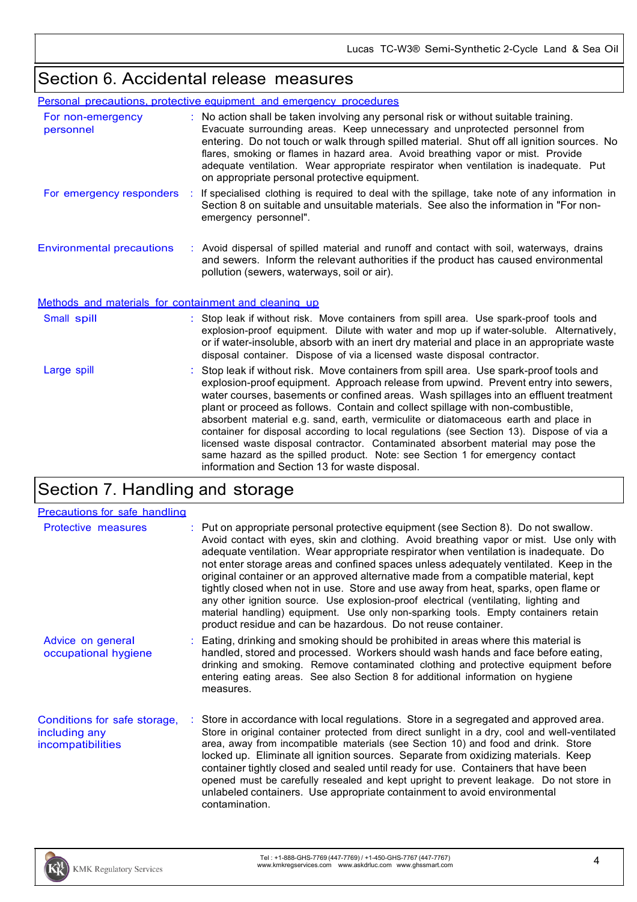## Section 6. Accidental release measures

### Personal precautions, protective equipment and emergency procedures

**For non-emergency personnel** : No action shall be taken involving any personal risk or without suitable training. Evacuate surrounding areas. Keep unnecessary and unprotected personnel from entering. Do not touch or walk through spilled material. Shut off all ignition sources. No flares, smoking or flames in hazard area. Avoid breathing vapor or mist. Provide adequate ventilation. Wear appropriate respirator when ventilation is inadequate. Put on appropriate personal protective equipment.

**For emergency responders** : If specialised clothing is required to deal with the spillage, take note of any information in Section 8 on suitable and unsuitable materials. See also the information in "For non-emergency personnel".

**Environmental precautions** : Avoid dispersal of spilled material and runoff and contact with soil, waterways, drains and sewers. Inform the relevant authorities if the product has caused environmental pollution (sewers, waterways, soil or air).

### Methods and materials for containment and cleaning up

**Small spill** : Stop leak if without risk. Move containers from spill area. Use spark-proof tools and explosion-proof equipment. Dilute with water and mop up if water-soluble. Alternatively, or if water-insoluble, absorb with an inert dry material and place in an appropriate waste disposal container. Dispose of via a licensed waste disposal contractor.

**Large spill** : Stop leak if without risk. Move containers from spill area. Use spark-proof tools and explosion-proof equipment. Approach release from upwind. Prevent entry into sewers, water courses, basements or confined areas. Wash spillages into an effluent treatment plant or proceed as follows. Contain and collect spillage with non-combustible, absorbent material e.g. sand, earth, vermiculite or diatomaceous earth and place in container for disposal according to local regulations (see Section 13). Dispose of via a licensed waste disposal contractor. Contaminated absorbent material may pose the same hazard as the spilled product. Note: see Section 1 for emergency contact information and Section 13 for waste disposal.

## Section 7. Handling and storage

### Precautions for safe handling

**Protective measures** : Put on appropriate personal protective equipment (see Section 8). Do not swallow. Avoid contact with eyes, skin and clothing. Avoid breathing vapor or mist. Use only with adequate ventilation. Wear appropriate respirator when ventilation is inadequate. Do not enter storage areas and confined spaces unless adequately ventilated. Keep in the original container or an approved alternative made from a compatible material, kept tightly closed when not in use. Store and use away from heat, sparks, open flame or any other ignition source. Use explosion-proof electrical (ventilating, lighting and material handling) equipment. Use only non-sparking tools. Empty containers retain product residue and can be hazardous. Do not reuse container.

**Advice on general occupational hygiene** : Eating, drinking and smoking should be prohibited in areas where this material is handled, stored and processed. Workers should wash hands and face before eating, drinking and smoking. Remove contaminated clothing and protective equipment before entering eating areas. See also Section 8 for additional information on hygiene measures.

**Conditions for safe storage, including any incompatibilities** : Store in accordance with local regulations. Store in a segregated and approved area. Store in original container protected from direct sunlight in a dry, cool and well-ventilated area, away from incompatible materials (see Section 10) and food and drink. Store locked up. Eliminate all ignition sources. Separate from oxidizing materials. Keep container tightly closed and sealed until ready for use. Containers that have been opened must be carefully resealed and kept upright to prevent leakage. Do not store in unlabeled containers. Use appropriate containment to avoid environmental contamination.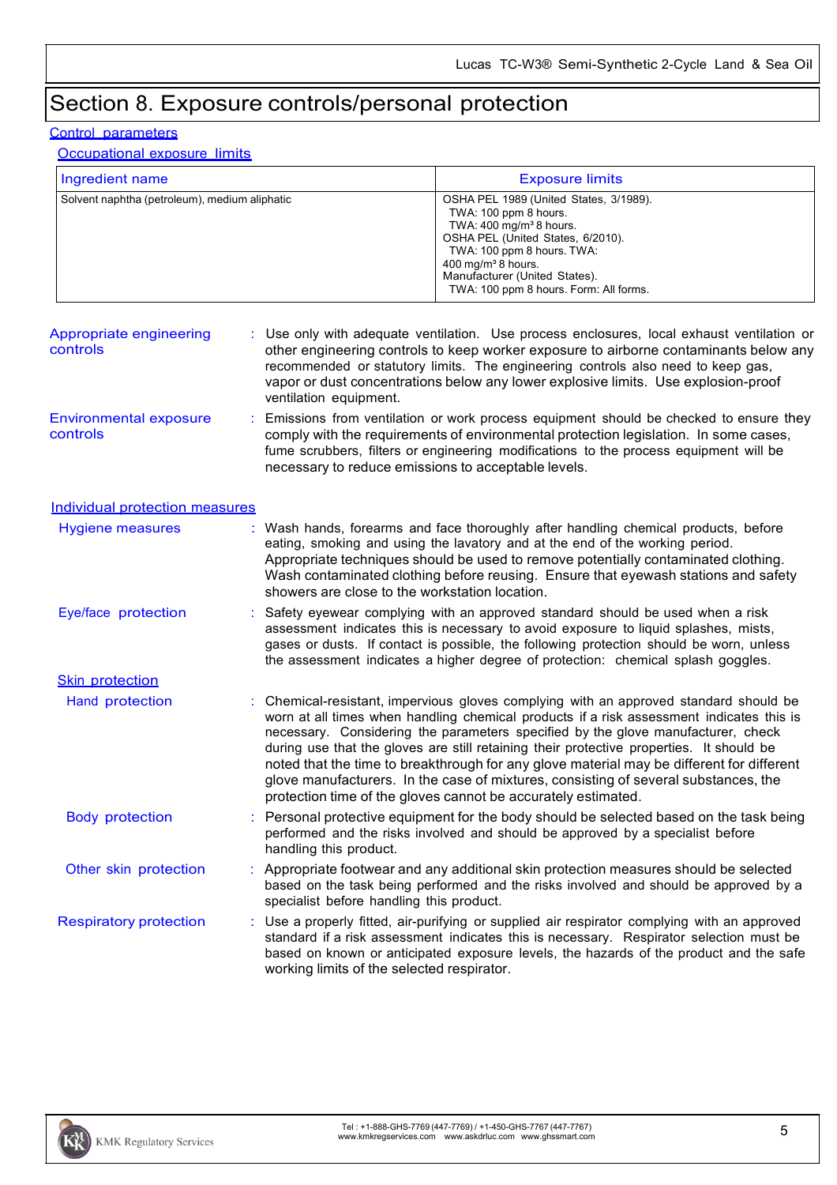# Section 8. Exposure controls/personal protection

## Control parameters

### Occupational exposure limits

| Ingredient name | Exposure limits |
|---|---|
| Solvent naphtha (petroleum), medium aliphatic | OSHA PEL 1989 (United States, 3/1989).<br>TWA: 100 ppm 8 hours.<br>TWA: 400 mg/m³ 8 hours.<br>OSHA PEL (United States, 6/2010).<br>TWA: 100 ppm 8 hours. TWA:<br>400 mg/m³ 8 hours.<br>Manufacturer (United States).<br>TWA: 100 ppm 8 hours. Form: All forms. |

**Appropriate engineering controls** : Use only with adequate ventilation. Use process enclosures, local exhaust ventilation or other engineering controls to keep worker exposure to airborne contaminants below any recommended or statutory limits. The engineering controls also need to keep gas, vapor or dust concentrations below any lower explosive limits. Use explosion-proof ventilation equipment.

**Environmental exposure controls** : Emissions from ventilation or work process equipment should be checked to ensure they comply with the requirements of environmental protection legislation. In some cases, fume scrubbers, filters or engineering modifications to the process equipment will be necessary to reduce emissions to acceptable levels.

## Individual protection measures

**Hygiene measures** : Wash hands, forearms and face thoroughly after handling chemical products, before eating, smoking and using the lavatory and at the end of the working period. Appropriate techniques should be used to remove potentially contaminated clothing. Wash contaminated clothing before reusing. Ensure that eyewash stations and safety showers are close to the workstation location.

**Eye/face protection** : Safety eyewear complying with an approved standard should be used when a risk assessment indicates this is necessary to avoid exposure to liquid splashes, mists, gases or dusts. If contact is possible, the following protection should be worn, unless the assessment indicates a higher degree of protection: chemical splash goggles.

### Skin protection

**Hand protection** : Chemical-resistant, impervious gloves complying with an approved standard should be worn at all times when handling chemical products if a risk assessment indicates this is necessary. Considering the parameters specified by the glove manufacturer, check during use that the gloves are still retaining their protective properties. It should be noted that the time to breakthrough for any glove material may be different for different glove manufacturers. In the case of mixtures, consisting of several substances, the protection time of the gloves cannot be accurately estimated.

**Body protection** : Personal protective equipment for the body should be selected based on the task being performed and the risks involved and should be approved by a specialist before handling this product.

**Other skin protection** : Appropriate footwear and any additional skin protection measures should be selected based on the task being performed and the risks involved and should be approved by a specialist before handling this product.

**Respiratory protection** : Use a properly fitted, air-purifying or supplied air respirator complying with an approved standard if a risk assessment indicates this is necessary. Respirator selection must be based on known or anticipated exposure levels, the hazards of the product and the safe working limits of the selected respirator.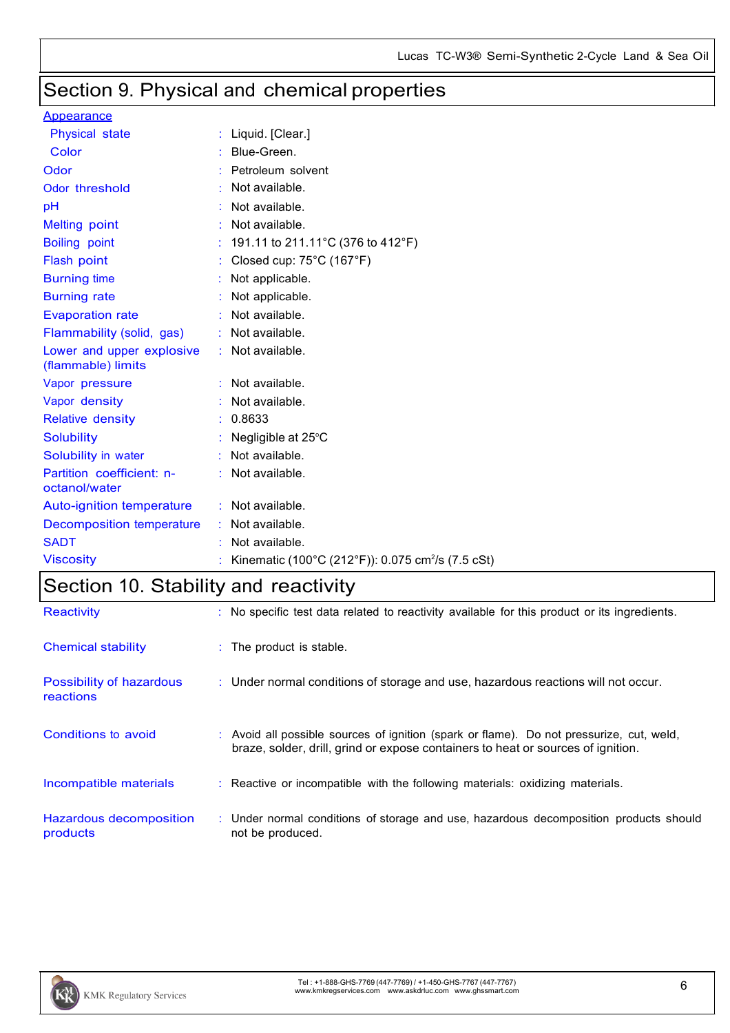## Section 9. Physical and chemical properties

| | |
|---|---|
| **Appearance** | |
| Physical state | : Liquid. [Clear.] |
| Color | : Blue-Green. |
| Odor | : Petroleum solvent |
| Odor threshold | : Not available. |
| pH | : Not available. |
| Melting point | : Not available. |
| Boiling point | : 191.11 to 211.11°C (376 to 412°F) |
| Flash point | : Closed cup: 75°C (167°F) |
| Burning time | : Not applicable. |
| Burning rate | : Not applicable. |
| Evaporation rate | : Not available. |
| Flammability (solid, gas) | : Not available. |
| Lower and upper explosive (flammable) limits | : Not available. |
| Vapor pressure | : Not available. |
| Vapor density | : Not available. |
| Relative density | : 0.8633 |
| Solubility | : Negligible at 25°C |
| Solubility in water | : Not available. |
| Partition coefficient: n-octanol/water | : Not available. |
| Auto-ignition temperature | : Not available. |
| Decomposition temperature | : Not available. |
| SADT | : Not available. |
| Viscosity | : Kinematic (100°C (212°F)): 0.075 $cm^2/s$ (7.5 cSt) |

## Section 10. Stability and reactivity

| | |
|---|---|
| Reactivity | : No specific test data related to reactivity available for this product or its ingredients. |
| Chemical stability | : The product is stable. |
| Possibility of hazardous reactions | : Under normal conditions of storage and use, hazardous reactions will not occur. |
| Conditions to avoid | : Avoid all possible sources of ignition (spark or flame). Do not pressurize, cut, weld, braze, solder, drill, grind or expose containers to heat or sources of ignition. |
| Incompatible materials | : Reactive or incompatible with the following materials: oxidizing materials. |
| Hazardous decomposition products | : Under normal conditions of storage and use, hazardous decomposition products should not be produced. |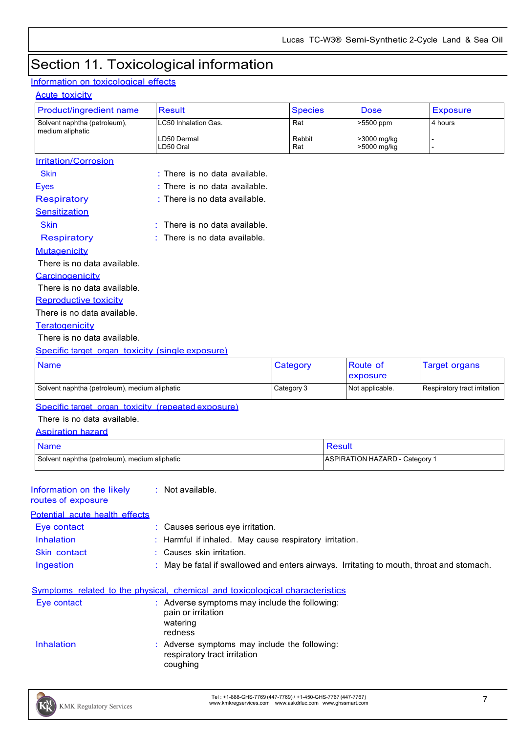# Section 11. Toxicological information

## Information on toxicological effects

### Acute toxicity

| Product/ingredient name | Result | Species | Dose | Exposure |
|---|---|---|---|---|
| Solvent naphtha (petroleum), medium aliphatic | LC50 Inhalation Gas. | Rat | >5500 ppm | 4 hours |
| | LD50 Dermal | Rabbit | >3000 mg/kg | - |
| | LD50 Oral | Rat | >5000 mg/kg | - |

### Irritation/Corrosion

Skin : There is no data available.

Eyes : There is no data available.

Respiratory : There is no data available.

### Sensitization

Skin : There is no data available.

Respiratory : There is no data available.

### Mutagenicity

There is no data available.

### Carcinogenicity

There is no data available.

### Reproductive toxicity

There is no data available.

### Teratogenicity

There is no data available.

### Specific target organ toxicity (single exposure)

| Name | Category | Route of exposure | Target organs |
|---|---|---|---|
| Solvent naphtha (petroleum), medium aliphatic | Category 3 | Not applicable. | Respiratory tract irritation |

### Specific target organ toxicity (repeated exposure)

There is no data available.

### Aspiration hazard

| Name | Result |
|---|---|
| Solvent naphtha (petroleum), medium aliphatic | ASPIRATION HAZARD - Category 1 |

Information on the likely routes of exposure : Not available.

### Potential acute health effects

Eye contact : Causes serious eye irritation.

Inhalation : Harmful if inhaled. May cause respiratory irritation.

Skin contact : Causes skin irritation.

Ingestion : May be fatal if swallowed and enters airways. Irritating to mouth, throat and stomach.

### Symptoms related to the physical, chemical and toxicological characteristics

Eye contact : Adverse symptoms may include the following:
pain or irritation
watering
redness

Inhalation : Adverse symptoms may include the following:
respiratory tract irritation
coughing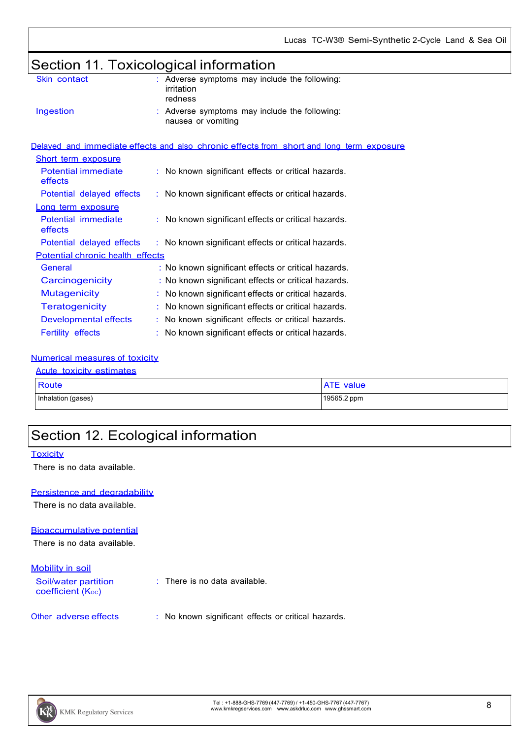## Section 11. Toxicological information

**Skin contact** : Adverse symptoms may include the following:
irritation
redness

**Ingestion** : Adverse symptoms may include the following:
nausea or vomiting

### Delayed and immediate effects and also chronic effects from short and long term exposure

**Short term exposure**

Potential immediate effects : No known significant effects or critical hazards.

Potential delayed effects : No known significant effects or critical hazards.

**Long term exposure**

Potential immediate effects : No known significant effects or critical hazards.

Potential delayed effects : No known significant effects or critical hazards.

**Potential chronic health effects**

General : No known significant effects or critical hazards.

Carcinogenicity : No known significant effects or critical hazards.

Mutagenicity : No known significant effects or critical hazards.

Teratogenicity : No known significant effects or critical hazards.

Developmental effects : No known significant effects or critical hazards.

Fertility effects : No known significant effects or critical hazards.

### Numerical measures of toxicity

**Acute toxicity estimates**

| Route | ATE value |
|---|---|
| Inhalation (gases) | 19565.2 ppm |

## Section 12. Ecological information

**Toxicity**

There is no data available.

**Persistence and degradability**

There is no data available.

**Bioaccumulative potential**

There is no data available.

**Mobility in soil**

Soil/water partition coefficient ($K_{OC}$) : There is no data available.

**Other adverse effects** : No known significant effects or critical hazards.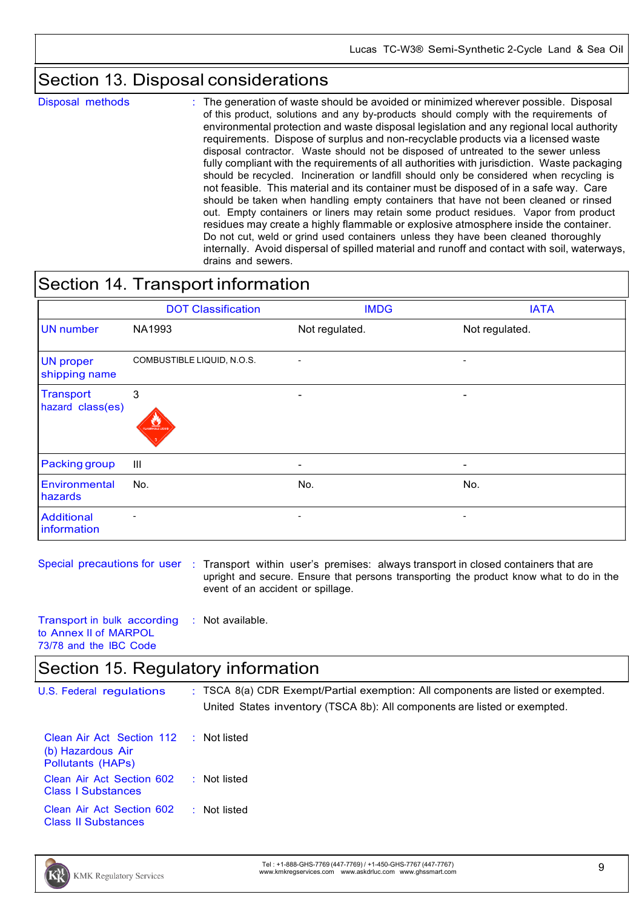## Section 13. Disposal considerations

**Disposal methods** : The generation of waste should be avoided or minimized wherever possible. Disposal of this product, solutions and any by-products should comply with the requirements of environmental protection and waste disposal legislation and any regional local authority requirements. Dispose of surplus and non-recyclable products via a licensed waste disposal contractor. Waste should not be disposed of untreated to the sewer unless fully compliant with the requirements of all authorities with jurisdiction. Waste packaging should be recycled. Incineration or landfill should only be considered when recycling is not feasible. This material and its container must be disposed of in a safe way. Care should be taken when handling empty containers that have not been cleaned or rinsed out. Empty containers or liners may retain some product residues. Vapor from product residues may create a highly flammable or explosive atmosphere inside the container. Do not cut, weld or grind used containers unless they have been cleaned thoroughly internally. Avoid dispersal of spilled material and runoff and contact with soil, waterways, drains and sewers.

## Section 14. Transport information

| | DOT Classification | IMDG | IATA |
|---|---|---|---|
| UN number | NA1993 | Not regulated. | Not regulated. |
| UN proper shipping name | COMBUSTIBLE LIQUID, N.O.S. | - | - |
| Transport hazard class(es) | 3 | - | - |
| Packing group | III | - | - |
| Environmental hazards | No. | No. | No. |
| Additional information | - | - | - |

**Special precautions for user** : Transport within user's premises: always transport in closed containers that are upright and secure. Ensure that persons transporting the product know what to do in the event of an accident or spillage.

**Transport in bulk according to Annex II of MARPOL 73/78 and the IBC Code** : Not available.

## Section 15. Regulatory information

**U.S. Federal regulations** : TSCA 8(a) CDR Exempt/Partial exemption: All components are listed or exempted.

United States inventory (TSCA 8b): All components are listed or exempted.

**Clean Air Act Section 112 (b) Hazardous Air Pollutants (HAPs)** : Not listed

**Clean Air Act Section 602 Class I Substances** : Not listed

**Clean Air Act Section 602 Class II Substances** : Not listed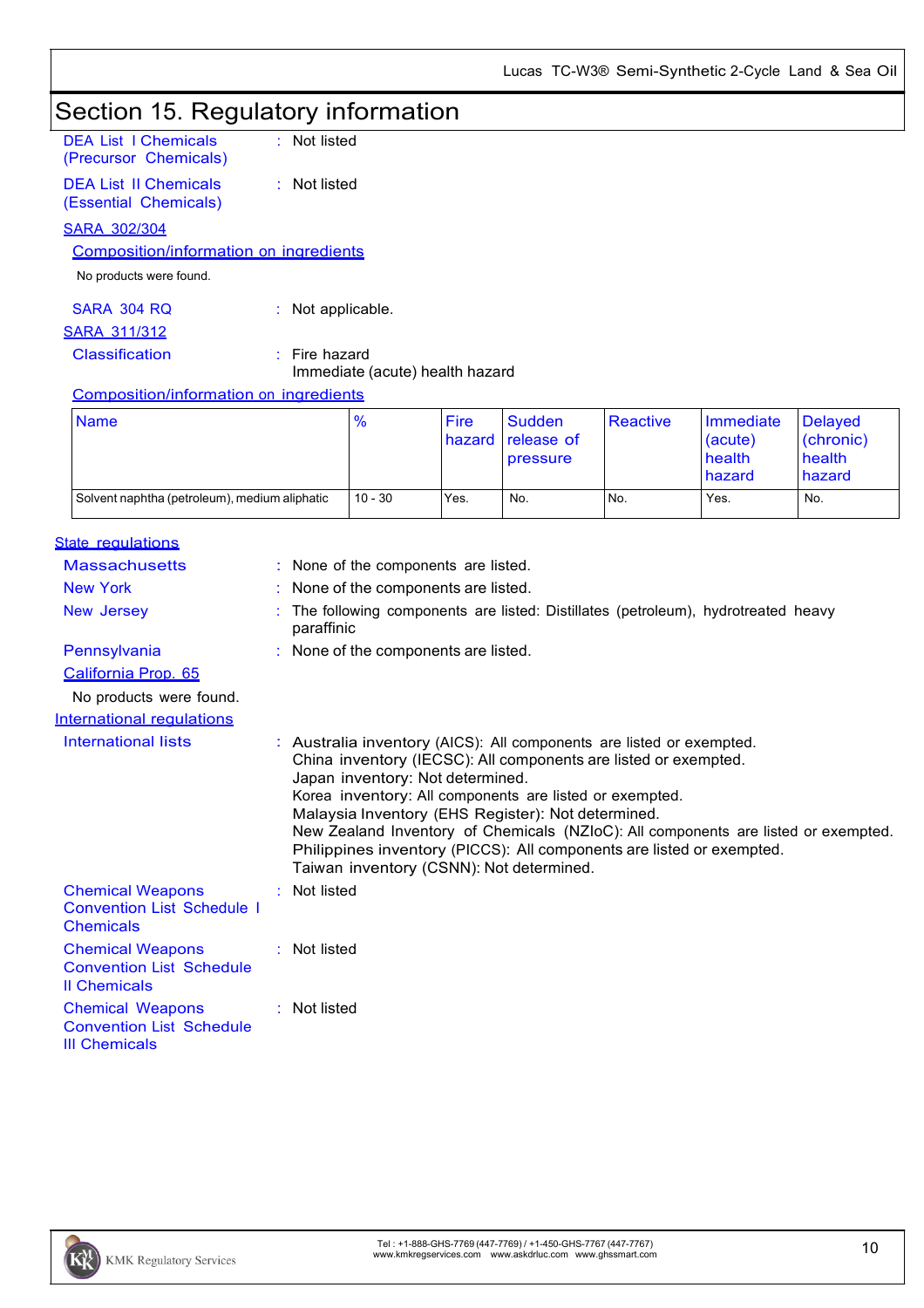# Section 15. Regulatory information

**DEA List I Chemicals (Precursor Chemicals)** : Not listed

**DEA List II Chemicals (Essential Chemicals)** : Not listed

**SARA 302/304**

**Composition/information on ingredients**

No products were found.

**SARA 304 RQ** : Not applicable.

**SARA 311/312**

**Classification** : Fire hazard
Immediate (acute) health hazard

**Composition/information on ingredients**

| Name | % | Fire hazard | Sudden release of pressure | Reactive | Immediate (acute) health hazard | Delayed (chronic) health hazard |
|---|---|---|---|---|---|---|
| Solvent naphtha (petroleum), medium aliphatic | 10 - 30 | Yes. | No. | No. | Yes. | No. |

**State regulations**

**Massachusetts** : None of the components are listed.

**New York** : None of the components are listed.

**New Jersey** : The following components are listed: Distillates (petroleum), hydrotreated heavy paraffinic

**Pennsylvania** : None of the components are listed.

**California Prop. 65**

No products were found.

**International regulations**

**International lists** : Australia inventory (AICS): All components are listed or exempted.
China inventory (IECSC): All components are listed or exempted.
Japan inventory: Not determined.
Korea inventory: All components are listed or exempted.
Malaysia Inventory (EHS Register): Not determined.
New Zealand Inventory of Chemicals (NZIoC): All components are listed or exempted.
Philippines inventory (PICCS): All components are listed or exempted.
Taiwan inventory (CSNN): Not determined.

**Chemical Weapons Convention List Schedule I Chemicals** : Not listed

**Chemical Weapons Convention List Schedule II Chemicals** : Not listed

**Chemical Weapons Convention List Schedule III Chemicals** : Not listed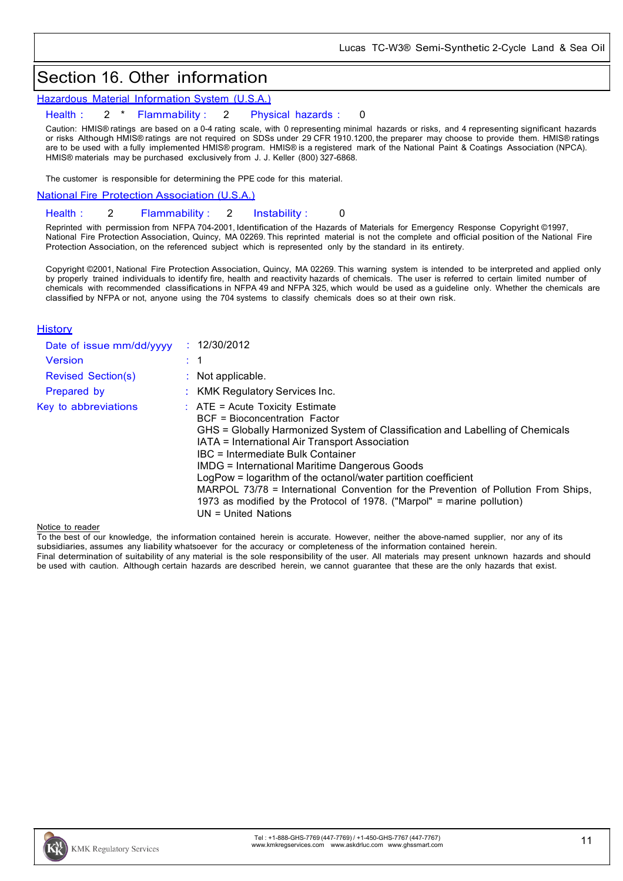## Section 16. Other information

### Hazardous Material Information System (U.S.A.)

Health : 2 * Flammability : 2 Physical hazards : 0

Caution: HMIS® ratings are based on a 0-4 rating scale, with 0 representing minimal hazards or risks, and 4 representing significant hazards or risks Although HMIS® ratings are not required on SDSs under 29 CFR 1910.1200, the preparer may choose to provide them. HMIS® ratings are to be used with a fully implemented HMIS® program. HMIS® is a registered mark of the National Paint & Coatings Association (NPCA). HMIS® materials may be purchased exclusively from J. J. Keller (800) 327-6868.

The customer is responsible for determining the PPE code for this material.

### National Fire Protection Association (U.S.A.)

Health : 2 Flammability : 2 Instability : 0

Reprinted with permission from NFPA 704-2001, Identification of the Hazards of Materials for Emergency Response Copyright ©1997, National Fire Protection Association, Quincy, MA 02269. This reprinted material is not the complete and official position of the National Fire Protection Association, on the referenced subject which is represented only by the standard in its entirety.

Copyright ©2001, National Fire Protection Association, Quincy, MA 02269. This warning system is intended to be interpreted and applied only by properly trained individuals to identify fire, health and reactivity hazards of chemicals. The user is referred to certain limited number of chemicals with recommended classifications in NFPA 49 and NFPA 325, which would be used as a guideline only. Whether the chemicals are classified by NFPA or not, anyone using the 704 systems to classify chemicals does so at their own risk.

### History

Date of issue mm/dd/yyyy : 12/30/2012

Version : 1

Revised Section(s) : Not applicable.

Prepared by : KMK Regulatory Services Inc.

Key to abbreviations :
- ATE = Acute Toxicity Estimate
- BCF = Bioconcentration Factor
- GHS = Globally Harmonized System of Classification and Labelling of Chemicals
- IATA = International Air Transport Association
- IBC = Intermediate Bulk Container
- IMDG = International Maritime Dangerous Goods
- LogPow = logarithm of the octanol/water partition coefficient
- MARPOL 73/78 = International Convention for the Prevention of Pollution From Ships, 1973 as modified by the Protocol of 1978. ("Marpol" = marine pollution)
- UN = United Nations

**Notice to reader**

To the best of our knowledge, the information contained herein is accurate. However, neither the above-named supplier, nor any of its subsidiaries, assumes any liability whatsoever for the accuracy or completeness of the information contained herein.
Final determination of suitability of any material is the sole responsibility of the user. All materials may present unknown hazards and should be used with caution. Although certain hazards are described herein, we cannot guarantee that these are the only hazards that exist.